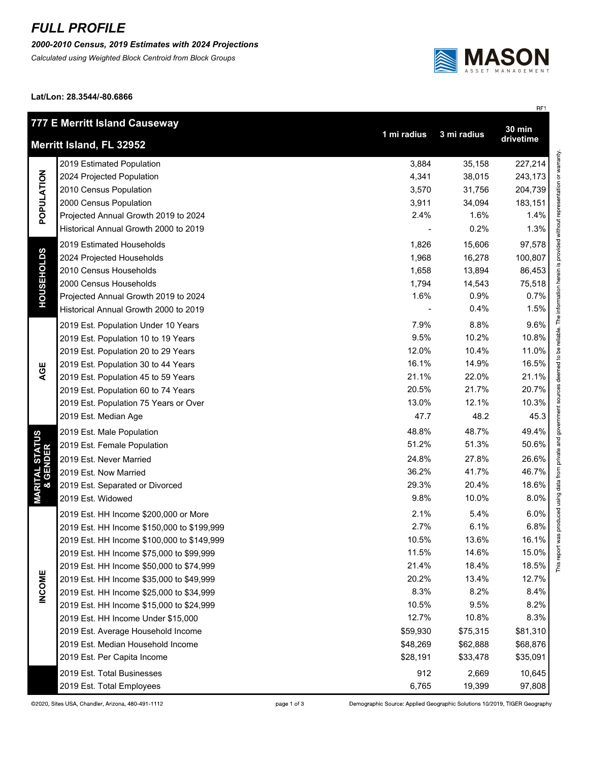# FULL PROFILE

***2000-2010 Census, 2019 Estimates with 2024 Projections***

*Calculated using Weighted Block Centroid from Block Groups*

**Lat/Lon: 28.3544/-80.6866**

RF1

| | **777 E Merritt Island Causeway**<br>**Merritt Island, FL 32952** | **1 mi radius** | **3 mi radius** | **30 min drivetime** |
|---|---|---|---|---|
| **POPULATION** | 2019 Estimated Population | 3,884 | 35,158 | 227,214 |
| | 2024 Projected Population | 4,341 | 38,015 | 243,173 |
| | 2010 Census Population | 3,570 | 31,756 | 204,739 |
| | 2000 Census Population | 3,911 | 34,094 | 183,151 |
| | Projected Annual Growth 2019 to 2024 | 2.4% | 1.6% | 1.4% |
| | Historical Annual Growth 2000 to 2019 | - | 0.2% | 1.3% |
| **HOUSEHOLDS** | 2019 Estimated Households | 1,826 | 15,606 | 97,578 |
| | 2024 Projected Households | 1,968 | 16,278 | 100,807 |
| | 2010 Census Households | 1,658 | 13,894 | 86,453 |
| | 2000 Census Households | 1,794 | 14,543 | 75,518 |
| | Projected Annual Growth 2019 to 2024 | 1.6% | 0.9% | 0.7% |
| | Historical Annual Growth 2000 to 2019 | - | 0.4% | 1.5% |
| **AGE** | 2019 Est. Population Under 10 Years | 7.9% | 8.8% | 9.6% |
| | 2019 Est. Population 10 to 19 Years | 9.5% | 10.2% | 10.8% |
| | 2019 Est. Population 20 to 29 Years | 12.0% | 10.4% | 11.0% |
| | 2019 Est. Population 30 to 44 Years | 16.1% | 14.9% | 16.5% |
| | 2019 Est. Population 45 to 59 Years | 21.1% | 22.0% | 21.1% |
| | 2019 Est. Population 60 to 74 Years | 20.5% | 21.7% | 20.7% |
| | 2019 Est. Population 75 Years or Over | 13.0% | 12.1% | 10.3% |
| | 2019 Est. Median Age | 47.7 | 48.2 | 45.3 |
| **MARITAL STATUS & GENDER** | 2019 Est. Male Population | 48.8% | 48.7% | 49.4% |
| | 2019 Est. Female Population | 51.2% | 51.3% | 50.6% |
| | 2019 Est. Never Married | 24.8% | 27.8% | 26.6% |
| | 2019 Est. Now Married | 36.2% | 41.7% | 46.7% |
| | 2019 Est. Separated or Divorced | 29.3% | 20.4% | 18.6% |
| | 2019 Est. Widowed | 9.8% | 10.0% | 8.0% |
| **INCOME** | 2019 Est. HH Income $200,000 or More | 2.1% | 5.4% | 6.0% |
| | 2019 Est. HH Income $150,000 to $199,999 | 2.7% | 6.1% | 6.8% |
| | 2019 Est. HH Income $100,000 to $149,999 | 10.5% | 13.6% | 16.1% |
| | 2019 Est. HH Income $75,000 to $99,999 | 11.5% | 14.6% | 15.0% |
| | 2019 Est. HH Income $50,000 to $74,999 | 21.4% | 18.4% | 18.5% |
| | 2019 Est. HH Income $35,000 to $49,999 | 20.2% | 13.4% | 12.7% |
| | 2019 Est. HH Income $25,000 to $34,999 | 8.3% | 8.2% | 8.4% |
| | 2019 Est. HH Income $15,000 to $24,999 | 10.5% | 9.5% | 8.2% |
| | 2019 Est. HH Income Under $15,000 | 12.7% | 10.8% | 8.3% |
| | 2019 Est. Average Household Income | $59,930 | $75,315 | $81,310 |
| | 2019 Est. Median Household Income | $48,269 | $62,888 | $68,876 |
| | 2019 Est. Per Capita Income | $28,191 | $33,478 | $35,091 |
| | 2019 Est. Total Businesses | 912 | 2,669 | 10,645 |
| | 2019 Est. Total Employees | 6,765 | 19,399 | 97,808 |

This report was produced using data from private and government sources deemed to be reliable. The information herein is provided without representation or warranty.

©2020, Sites USA, Chandler, Arizona, 480-491-1112

Demographic Source: Applied Geographic Solutions 10/2019, TIGER Geography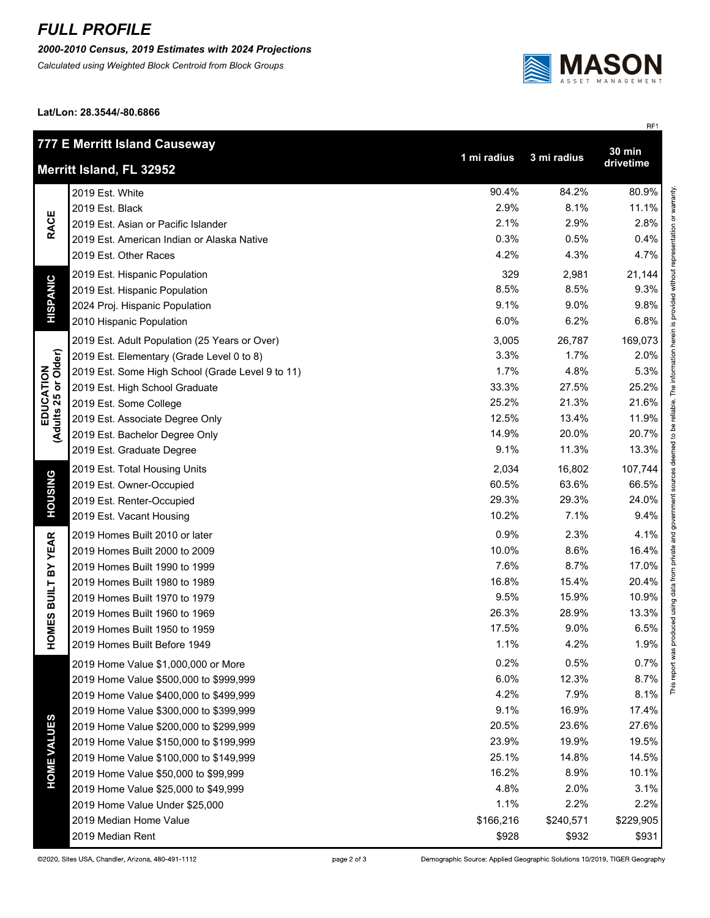# FULL PROFILE

***2000-2010 Census, 2019 Estimates with 2024 Projections***

*Calculated using Weighted Block Centroid from Block Groups*

**Lat/Lon: 28.3544/-80.6866**

RF1

| 777 E Merritt Island Causeway<br>Merritt Island, FL 32952 | | 1 mi radius | 3 mi radius | 30 min drivetime |
|---|---|---|---|---|
| RACE | 2019 Est. White | 90.4% | 84.2% | 80.9% |
| | 2019 Est. Black | 2.9% | 8.1% | 11.1% |
| | 2019 Est. Asian or Pacific Islander | 2.1% | 2.9% | 2.8% |
| | 2019 Est. American Indian or Alaska Native | 0.3% | 0.5% | 0.4% |
| | 2019 Est. Other Races | 4.2% | 4.3% | 4.7% |
| HISPANIC | 2019 Est. Hispanic Population | 329 | 2,981 | 21,144 |
| | 2019 Est. Hispanic Population | 8.5% | 8.5% | 9.3% |
| | 2024 Proj. Hispanic Population | 9.1% | 9.0% | 9.8% |
| | 2010 Hispanic Population | 6.0% | 6.2% | 6.8% |
| EDUCATION (Adults 25 or Older) | 2019 Est. Adult Population (25 Years or Over) | 3,005 | 26,787 | 169,073 |
| | 2019 Est. Elementary (Grade Level 0 to 8) | 3.3% | 1.7% | 2.0% |
| | 2019 Est. Some High School (Grade Level 9 to 11) | 1.7% | 4.8% | 5.3% |
| | 2019 Est. High School Graduate | 33.3% | 27.5% | 25.2% |
| | 2019 Est. Some College | 25.2% | 21.3% | 21.6% |
| | 2019 Est. Associate Degree Only | 12.5% | 13.4% | 11.9% |
| | 2019 Est. Bachelor Degree Only | 14.9% | 20.0% | 20.7% |
| | 2019 Est. Graduate Degree | 9.1% | 11.3% | 13.3% |
| HOUSING | 2019 Est. Total Housing Units | 2,034 | 16,802 | 107,744 |
| | 2019 Est. Owner-Occupied | 60.5% | 63.6% | 66.5% |
| | 2019 Est. Renter-Occupied | 29.3% | 29.3% | 24.0% |
| | 2019 Est. Vacant Housing | 10.2% | 7.1% | 9.4% |
| HOMES BUILT BY YEAR | 2019 Homes Built 2010 or later | 0.9% | 2.3% | 4.1% |
| | 2019 Homes Built 2000 to 2009 | 10.0% | 8.6% | 16.4% |
| | 2019 Homes Built 1990 to 1999 | 7.6% | 8.7% | 17.0% |
| | 2019 Homes Built 1980 to 1989 | 16.8% | 15.4% | 20.4% |
| | 2019 Homes Built 1970 to 1979 | 9.5% | 15.9% | 10.9% |
| | 2019 Homes Built 1960 to 1969 | 26.3% | 28.9% | 13.3% |
| | 2019 Homes Built 1950 to 1959 | 17.5% | 9.0% | 6.5% |
| | 2019 Homes Built Before 1949 | 1.1% | 4.2% | 1.9% |
| HOME VALUES | 2019 Home Value $1,000,000 or More | 0.2% | 0.5% | 0.7% |
| | 2019 Home Value $500,000 to $999,999 | 6.0% | 12.3% | 8.7% |
| | 2019 Home Value $400,000 to $499,999 | 4.2% | 7.9% | 8.1% |
| | 2019 Home Value $300,000 to $399,999 | 9.1% | 16.9% | 17.4% |
| | 2019 Home Value $200,000 to $299,999 | 20.5% | 23.6% | 27.6% |
| | 2019 Home Value $150,000 to $199,999 | 23.9% | 19.9% | 19.5% |
| | 2019 Home Value $100,000 to $149,999 | 25.1% | 14.8% | 14.5% |
| | 2019 Home Value $50,000 to $99,999 | 16.2% | 8.9% | 10.1% |
| | 2019 Home Value $25,000 to $49,999 | 4.8% | 2.0% | 3.1% |
| | 2019 Home Value Under $25,000 | 1.1% | 2.2% | 2.2% |
| | 2019 Median Home Value | $166,216 | $240,571 | $229,905 |
| | 2019 Median Rent | $928 | $932 | $931 |

This report was produced using data from private and government sources deemed to be reliable. The information herein is provided without representation or warranty.

©2020, Sites USA, Chandler, Arizona, 480-491-1112

Demographic Source: Applied Geographic Solutions 10/2019, TIGER Geography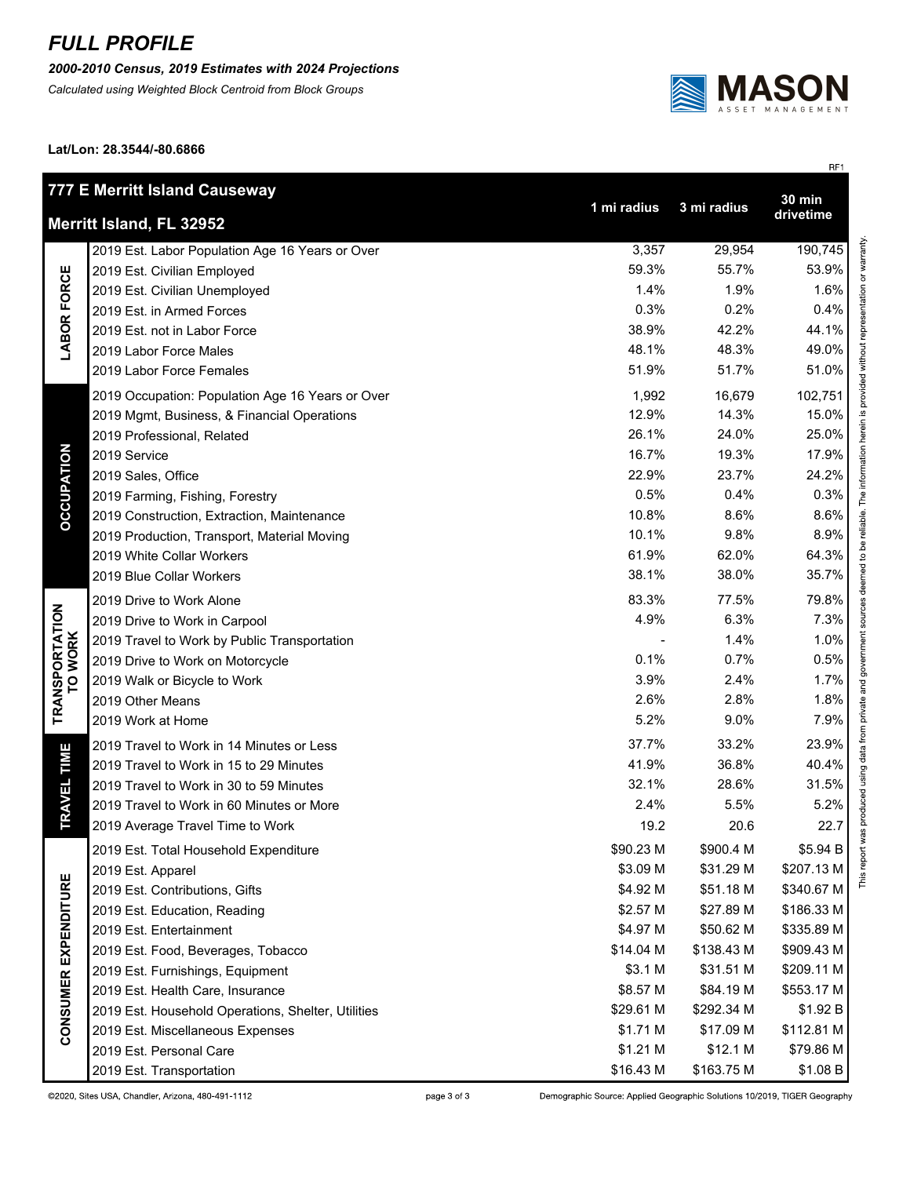# *FULL PROFILE*

***2000-2010 Census, 2019 Estimates with 2024 Projections***

*Calculated using Weighted Block Centroid from Block Groups*

**MASON** ASSET MANAGEMENT

**Lat/Lon: 28.3544/-80.6866**

RF1

| | **777 E Merritt Island Causeway**<br>**Merritt Island, FL 32952** | **1 mi radius** | **3 mi radius** | **30 min drivetime** |
|---|---|---|---|---|
| **LABOR FORCE** | 2019 Est. Labor Population Age 16 Years or Over | 3,357 | 29,954 | 190,745 |
| | 2019 Est. Civilian Employed | 59.3% | 55.7% | 53.9% |
| | 2019 Est. Civilian Unemployed | 1.4% | 1.9% | 1.6% |
| | 2019 Est. in Armed Forces | 0.3% | 0.2% | 0.4% |
| | 2019 Est. not in Labor Force | 38.9% | 42.2% | 44.1% |
| | 2019 Labor Force Males | 48.1% | 48.3% | 49.0% |
| | 2019 Labor Force Females | 51.9% | 51.7% | 51.0% |
| **OCCUPATION** | 2019 Occupation: Population Age 16 Years or Over | 1,992 | 16,679 | 102,751 |
| | 2019 Mgmt, Business, & Financial Operations | 12.9% | 14.3% | 15.0% |
| | 2019 Professional, Related | 26.1% | 24.0% | 25.0% |
| | 2019 Service | 16.7% | 19.3% | 17.9% |
| | 2019 Sales, Office | 22.9% | 23.7% | 24.2% |
| | 2019 Farming, Fishing, Forestry | 0.5% | 0.4% | 0.3% |
| | 2019 Construction, Extraction, Maintenance | 10.8% | 8.6% | 8.6% |
| | 2019 Production, Transport, Material Moving | 10.1% | 9.8% | 8.9% |
| | 2019 White Collar Workers | 61.9% | 62.0% | 64.3% |
| | 2019 Blue Collar Workers | 38.1% | 38.0% | 35.7% |
| **TRANSPORTATION TO WORK** | 2019 Drive to Work Alone | 83.3% | 77.5% | 79.8% |
| | 2019 Drive to Work in Carpool | 4.9% | 6.3% | 7.3% |
| | 2019 Travel to Work by Public Transportation | - | 1.4% | 1.0% |
| | 2019 Drive to Work on Motorcycle | 0.1% | 0.7% | 0.5% |
| | 2019 Walk or Bicycle to Work | 3.9% | 2.4% | 1.7% |
| | 2019 Other Means | 2.6% | 2.8% | 1.8% |
| | 2019 Work at Home | 5.2% | 9.0% | 7.9% |
| **TRAVEL TIME** | 2019 Travel to Work in 14 Minutes or Less | 37.7% | 33.2% | 23.9% |
| | 2019 Travel to Work in 15 to 29 Minutes | 41.9% | 36.8% | 40.4% |
| | 2019 Travel to Work in 30 to 59 Minutes | 32.1% | 28.6% | 31.5% |
| | 2019 Travel to Work in 60 Minutes or More | 2.4% | 5.5% | 5.2% |
| | 2019 Average Travel Time to Work | 19.2 | 20.6 | 22.7 |
| **CONSUMER EXPENDITURE** | 2019 Est. Total Household Expenditure | $90.23 M | $900.4 M | $5.94 B |
| | 2019 Est. Apparel | $3.09 M | $31.29 M | $207.13 M |
| | 2019 Est. Contributions, Gifts | $4.92 M | $51.18 M | $340.67 M |
| | 2019 Est. Education, Reading | $2.57 M | $27.89 M | $186.33 M |
| | 2019 Est. Entertainment | $4.97 M | $50.62 M | $335.89 M |
| | 2019 Est. Food, Beverages, Tobacco | $14.04 M | $138.43 M | $909.43 M |
| | 2019 Est. Furnishings, Equipment | $3.1 M | $31.51 M | $209.11 M |
| | 2019 Est. Health Care, Insurance | $8.57 M | $84.19 M | $553.17 M |
| | 2019 Est. Household Operations, Shelter, Utilities | $29.61 M | $292.34 M | $1.92 B |
| | 2019 Est. Miscellaneous Expenses | $1.71 M | $17.09 M | $112.81 M |
| | 2019 Est. Personal Care | $1.21 M | $12.1 M | $79.86 M |
| | 2019 Est. Transportation | $16.43 M | $163.75 M | $1.08 B |

This report was produced using data from private and government sources deemed to be reliable. The information herein is provided without representation or warranty.

©2020, Sites USA, Chandler, Arizona, 480-491-1112

Demographic Source: Applied Geographic Solutions 10/2019, TIGER Geography